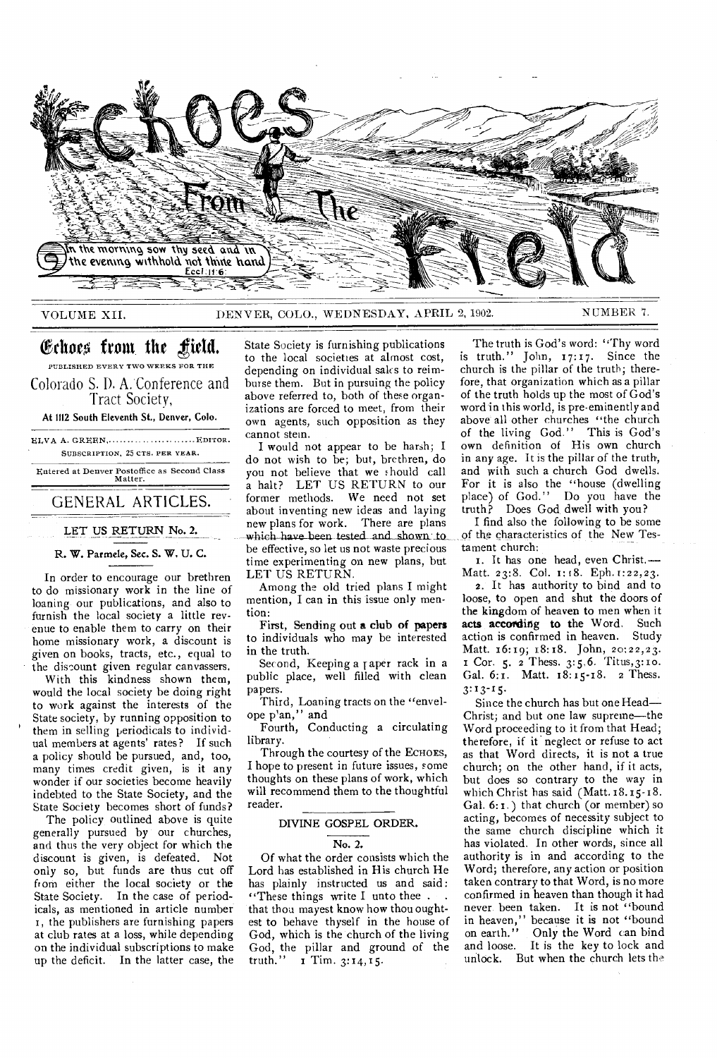# Echoes From The Field

In the morning sow thy seed and in the evening withhold not thine hand. Eccl. 11:6.

VOLUME XII. DENVER, COLO., WEDNESDAY, APRIL 2, 1902. NUMBER 7.

## Echoes from the Field.

PUBLISHED EVERY TWO WEEKS FOR THE

Colorado S. D. A. Conference and Tract Society,

At 1112 South Eleventh St., Denver, Colo.

ELVA A. GREEN, ........................ EDITOR.

SUBSCRIPTION, 25 CTS. PER YEAR.

Entered at Denver Postoffice as Second Class Matter.

## GENERAL ARTICLES.

### LET US RETURN No. 2.

**R. W. Parmele, Sec. S. W. U. C.**

In order to encourage our brethren to do missionary work in the line of loaning our publications, and also to furnish the local society a little revenue to enable them to carry on their home missionary work, a discount is given on books, tracts, etc., equal to the discount given regular canvassers.

With this kindness shown them, would the local society be doing right to work against the interests of the State society, by running opposition to them in selling periodicals to individual members at agents' rates? If such a policy should be pursued, and, too, many times credit given, is it any wonder if our societies become heavily indebted to the State Society, and the State Society becomes short of funds?

The policy outlined above is quite generally pursued by our churches, and thus the very object for which the discount is given, is defeated. Not only so, but funds are thus cut off from either the local society or the State Society. In the case of periodicals, as mentioned in article number 1, the publishers are furnishing papers at club rates at a loss, while depending on the individual subscriptions to make up the deficit. In the latter case, the State Society is furnishing publications to the local societies at almost cost, depending on individual sales to reimburse them. But in pursuing the policy above referred to, both of these organizations are forced to meet, from their own agents, such opposition as they cannot stem.

I would not appear to be harsh; I do not wish to be; but, brethren, do you not believe that we should call a halt? LET US RETURN to our former methods. We need not set about inventing new ideas and laying new plans for work. There are plans which have been tested and shown to be effective, so let us not waste precious time experimenting on new plans, but LET US RETURN.

Among the old tried plans I might mention, I can in this issue only mention:

First, Sending out a club of papers to individuals who may be interested in the truth.

Second, Keeping a paper rack in a public place, well filled with clean papers.

Third, Loaning tracts on the "envelope p'an," and

Fourth, Conducting a circulating library.

Through the courtesy of the ECHOES, I hope to present in future issues, some thoughts on these plans of work, which will recommend them to the thoughtful reader.

### DIVINE GOSPEL ORDER.

#### No. 2.

Of what the order consists which the Lord has established in His church He has plainly instructed us and said: "These things write I unto thee . . that thou mayest know how thou oughtest to behave thyself in the house of God, which is the church of the living God, the pillar and ground of the truth." 1 Tim. 3:14,15.

The truth is God's word: "Thy word is truth." John, 17:17. Since the church is the pillar of the truth; therefore, that organization which as a pillar of the truth holds up the most of God's word in this world, is pre-eminently and above all other churches "the church of the living God." This is God's own definition of His own church in any age. It is the pillar of the truth, and with such a church God dwells. For it is also the "house (dwelling place) of God." Do you have the truth? Does God dwell with you?

I find also the following to be some of the characteristics of the New Testament church:

1. It has one head, even Christ.— Matt. 23:8. Col. 1:18. Eph. 1:22,23.
2. It has authority to bind and to loose, to open and shut the doors of the kingdom of heaven to men when it acts according to the Word. Such action is confirmed in heaven. Study Matt. 16:19; 18:18. John, 20:22,23. 1 Cor. 5. 2 Thess. 3:5,6. Titus, 3:10. Gal. 6:1. Matt. 18:15-18. 2 Thess. 3:13-15.

Since the church has but one Head—Christ; and but one law supreme—the Word proceeding to it from that Head; therefore, if it neglect or refuse to act as that Word directs, it is not a true church; on the other hand, if it acts, but does so contrary to the way in which Christ has said (Matt. 18.15-18. Gal. 6:1.) that church (or member) so acting, becomes of necessity subject to the same church discipline which it has violated. In other words, since all authority is in and according to the Word; therefore, any action or position taken contrary to that Word, is no more confirmed in heaven than though it had never been taken. It is not "bound in heaven," because it is not "bound on earth." Only the Word can bind and loose. It is the key to lock and unlock. But when the church lets the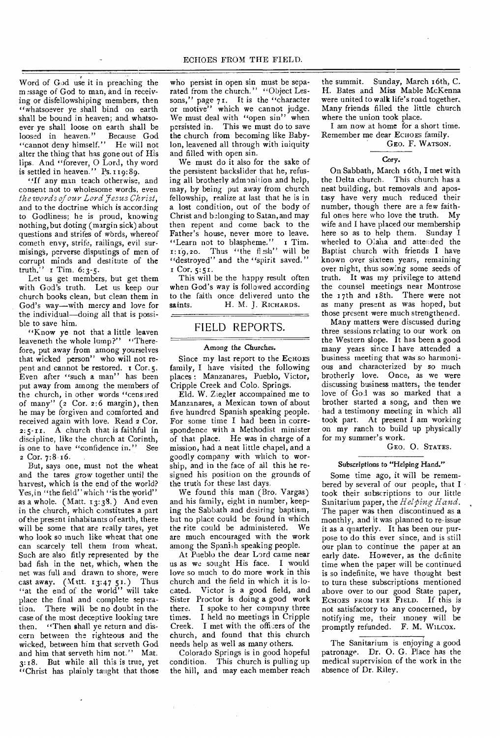Word of God use it in preaching the message of God to man, and in receiving or disfellowshiping members, then "whatsoever ye shall bind on earth shall be bound in heaven; and whatsoever ye shall loose on earth shall be loosed in heaven." Because God "cannot deny himself." He will not alter the thing that has gone out of His lips. And "forever, O Lord, thy word is settled in heaven." Ps. 119:89.

"If any man teach otherwise, and consent not to wholesome words, even *the words of our Lord Jesus Christ*, and to the doctrine which is according to Godliness; he is proud, knowing nothing, but doting (margin sick) about questions and strifes of words, whereof cometh envy, strife, railings, evil surmisings, perverse disputings of men of corrupt minds and destitute of the truth." 1 Tim. 6:3-5.

Let us get members, but get them with God's truth. Let us keep our church books clean, but clean them in God's way—with mercy and love for the individual—doing all that is possible to save him.

"Know ye not that a little leaven leaveneth the whole lump?" "Therefore, put away from among yourselves that wicked person" who will not repent and cannot be restored. 1 Cor. 5. Even after "such a man" has been put away from among the members of the church, in other words "censured of many" (2 Cor. 2:6 margin), then he may be forgiven and comforted and received again with love. Read 2 Cor. 2:5-11. A church that is faithful in discipline, like the church at Corinth, is one to have "confidence in." See 2 Cor. 7:8-16.

But, says one, must not the wheat and the tares grow together until the harvest, which is the end of the world? Yes, in "the field" which "is the world" as a whole. (Matt. 13:38.) And even in the church, which constitutes a part of the present inhabitants of earth, there will be some that are really tares, yet who look so much like wheat that one can scarcely tell them from wheat. Such are also fitly represented by the bad fish in the net, which, when the net was full and drawn to shore, were cast away. (Matt. 13:47-51.) Thus "at the end of the world" will take place the final and complete separation. There will be no doubt in the case of the most deceptive looking tare then. "Then shall ye return and discern between the righteous and the wicked, between him that serveth God and him that serveth him not." Mat. 3:18. But while all this is true, yet "Christ has plainly taught that those who persist in open sin must be separated from the church." "Object Lessons," page 71. It is the "character or motive" which we cannot judge. We must deal with "open sin" when persisted in. This we must do to save the church from becoming like Babylon, leavened all through with iniquity and filled with open sin.

We must do it also for the sake of the persistent backslider that he, refusing all brotherly admonition and help, may, by being put away from church fellowship, realize at last that he is in a lost condition, out of the body of Christ and belonging to Satan, and may then repent and come back to the Father's house, never more to leave. "Learn not to blaspheme." 1 Tim. 1:19, 20. Thus "the flesh" will be "destroyed" and the "spirit saved." 1 Cor. 5:51.

This will be the happy result often when God's way is followed according to the faith once delivered unto the saints.

H. M. J. RICHARDS.

## FIELD REPORTS.

### Among the Churches.

Since my last report to the ECHOES family, I have visited the following places: Manzanares, Pueblo, Victor, Cripple Creek and Colo. Springs.

Eld. W. Ziegler accompained me to Manzanares, a Mexican town of about five hundred Spanish speaking people. For some time I had been in correspondence with a Methodist minister of that place. He was in charge of a mission, had a neat little chapel, and a goodly company with which to worship, and in the face of all this he resigned his position on the grounds of the truth for these last days.

We found this man (Bro. Vargas) and his family, eight in number, keeping the Sabbath and desiring baptism, but no place could be found in which the rite could be administered. We are much encouraged with the work among the Spanish speaking people.

At Pueblo the dear Lord came near us as we sought His face. I would love so much to do more work in this church and the field in which it is located. Victor is a good field, and Sister Proctor is doing a good work there. I spoke to her company three times. I held no meetings in Cripple Creek. I met with the officers of the church, and found that this church needs help as well as many others.

Colorado Springs is in good hopeful condition. This church is pulling up the hill, and may each member reach the summit. Sunday, March 16th, C. H. Bates and Miss Mable McKenna were united to walk life's road together. Many friends filled the little church where the union took place.

I am now at home for a short time. Remember me dear ECHOES family.

GEO. F. WATSON.

### Cory.

On Sabbath, March 16th, I met with the Delta church. This church has a neat building, but removals and apostasy have very much reduced their number, though there are a few faithful ones here who love the truth. My wife and I have placed our membership here so as to help them. Sunday I wheeled to Olaha and attended the Baptist church with friends I have known over sixteen years, remaining over night, thus sowing some seeds of truth. It was my privilege to attend the counsel meetings near Montrose the 17th and 18th. There were not as many present as was hoped, but those present were much strengthened.

Many matters were discussed during three sessions relating to our work on the Western slope. It has been a good many years since I have attended a business meeting that was so harmonious and characterized by so much brotherly love. Once, as we were discussing business matters, the tender love of God was so marked that a brother started a song, and then we had a testimony meeting in which all took part. At present I am working on my ranch to build up physically for my summer's work.

GEO. O. STATES.

### Subscriptions to "Helping Hand."

Some time ago, it will be remembered by several of our people, that I took their subscriptions to our little Sanitarium paper, the *Helping Hand*. The paper was then discontinued as a monthly, and it was planned to re-issue it as a quarterly. It has been our purpose to do this ever since, and is still our plan to continue the paper at an early date. However, as the definite time when the paper will be continued is so indefinite, we have thought best to turn these subscriptions mentioned above over to our good State paper, ECHOES FROM THE FIELD. If this is not satisfactory to any concerned, by notifying me, their money will be promptly refunded.

F. M. WILCOX.

The Sanitarium is enjoying a good patronage. Dr. O. G. Place has the medical supervision of the work in the absence of Dr. Riley.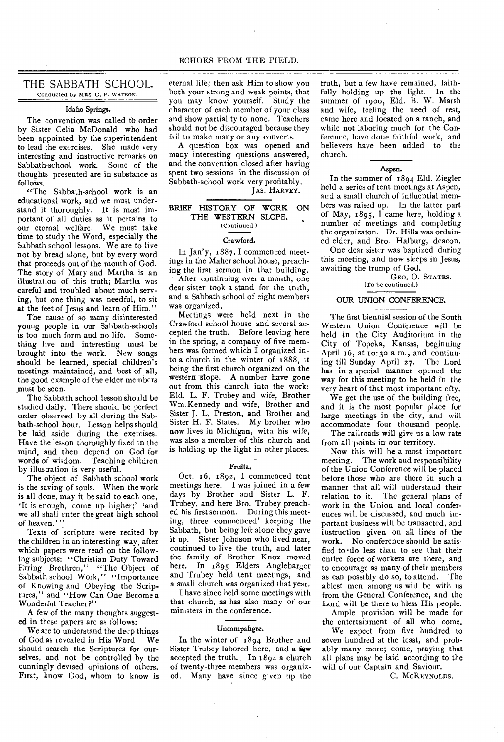## THE SABBATH SCHOOL.

Conducted by MRS. G. F. WATSON.

### Idaho Springs.

The convention was called to order by Sister Celia McDonald who had been appointed by the superintendent to lead the exercises. She made very interesting and instructive remarks on Sabbath-school work. Some of the thoughts presented are in substance as follows.

"The Sabbath-school work is an educational work, and we must understand it thoroughly. It is most important of all duties as it pertains to our eternal welfare. We must take time to study the Word, especially the Sabbath school lessons. We are to live not by bread alone, but by every word that proceeds out of the mouth of God. The story of Mary and Martha is an illustration of this truth; Martha was careful and troubled about much serving, but one thing was needful, to sit at the feet of Jesus and learn of Him."

The cause of so many disinterested young people in our Sabbath-schools is too much form and no life. Something live and interesting must be brought into the work. New songs should be learned, special children's meetings maintained, and best of all, the good example of the elder members must be seen.

The Sabbath school lesson should be studied daily. There should be perfect order observed by all during the Sabbath-school hour. Lesson helps should be laid aside during the exercises. Have the lesson thoroughly fixed in the mind, and then depend on God for words of wisdom. Teaching children by illustration is very useful.

The object of Sabbath school work is the saving of souls. When the work is all done, may it be said to each one, 'It is enough, come up higher;' 'and we all shall enter the great high school of heaven.'"

Texts of scripture were recited by the children in an interesting way, after which papers were read on the following subjects: "Christian Duty Toward Erring Brethren," "The Object of Sabbath school Work," "Importance of Knowing and Obeying the Scriptures," and "How Can One Become a Wonderful Teacher?"

A few of the many thoughts suggested in these papers are as follows:

We are to understand the deep things of God as revealed in His Word. We should search the Scriptures for ourselves, and not be controlled by the cunningly devised opinions of others. First, know God, whom to know is eternal life; then ask Him to show you both your strong and weak points, that you may know yourself. Study the character of each member of your class and show partiality to none. Teachers should not be discouraged because they fail to make many or any converts.

A question box was opened and many interesting questions answered, and the convention closed after having spent two sessions in the discussion of Sabbath-school work very profitably.

JAS. HARVEY.

## BRIEF HISTORY OF WORK ON THE WESTERN SLOPE.

(Continued.)

### Crawford.

In Jan'y, 1887, I commenced meetings in the Maher school house, preaching the first sermon in that building.

After continuing over a month, one dear sister took a stand for the truth, and a Sabbath school of eight members was organized.

Meetings were held next in the Crawford school house and several accepted the truth. Before leaving here in the spring, a company of five members was formed which I organized into a church in the winter of 1888, it being the first church organized on the western slope. A number have gone out from this church into the work: Eld. L. F. Trubey and wife, Brother Wm. Kennedy and wife, Brother and Sister J. L. Preston, and Brother and Sister H. F. States. My brother who now lives in Michigan, with his wife, was also a member of this church and is holding up the light in other places.

### Fruita.

Oct. 16, 1892, I commenced tent meetings here. I was joined in a few days by Brother and Sister L. F. Trubey, and here Bro. Trubey preached his first sermon. During this meeting, three commenced keeping the Sabbath, but being left alone they gave it up. Sister Johnson who lived near, continued to live the truth, and later the family of Brother Knox moved here. In 1895 Elders Anglebarger and Trubey held tent meetings, and a small church was organized that year.

I have since held some meetings with that church, as has also many of our ministers in the conference.

### Uncompahgre.

In the winter of 1894 Brother and Sister Trubey labored here, and a few accepted the truth. In 1894 a church of twenty-three members was organized. Many have since given up the truth, but a few have remained, faithfully holding up the light. In the summer of 1900, Eld. B. W. Marsh and wife, feeling the need of rest, came here and located on a ranch, and while not laboring much for the Conference, have done faithful work, and believers have been added to the church.

### Aspen.

In the summer of 1894 Eld. Ziegler held a series of tent meetings at Aspen, and a small church of influential members was raised up. In the latter part of May, 1895, I came here, holding a number of meetings and completing the organizaton. Dr. Hills was ordained elder, and Bro. Halburg, deacon.

One dear sister was baptized during this meeting, and now sleeps in Jesus, awaiting the trump of God.

GEO. O. STATES.

(To be continued.)

## OUR UNION CONFERENCE.

The first biennial session of the South Western Union Conference will be held in the City Auditorium in the City of Topeka, Kansas, beginning April 16, at 10:30 a.m., and continuing till Sunday April 27. The Lord has in a special manner opened the way for this meeting to be held in the very heart of that most important city.

We get the use of the building free, and it is the most popular place for large meetings in the city, and will accommodate four thousand people.

The railroads will give us a low rate from all points in our territory.

Now this will be a most important meeting. The work and responsibility of the Union Conference will be placed before those who are there in such a manner that all will understand their relation to it. The general plans of work in the Union and local conferences will be discussed, and much important business will be transacted, and instruction given on all lines of the work. No conference should be satisfied to-do less than to see that their entire force of workers are there, and to encourage as many of their members as can possibly do so, to attend. The ablest men among us will be with us from the General Conference, and the Lord will be there to bless His people.

Ample provision will be made for the entertainment of all who come.

We expect from five hundred to seven hundred at the least, and probably many more; come, praying that all plans may be laid according to the will of our Captain and Saviour.

C. MCREYNOLDS.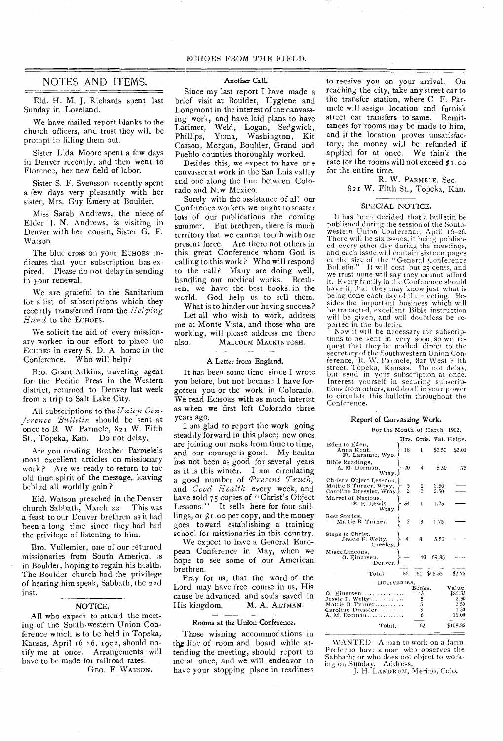## NOTES AND ITEMS.

Eld. H. M. J. Richards spent last Sunday in Loveland.

We have mailed report blanks to the church officers, and trust they will be prompt in filling them out.

Sister Lida Moore spent a few days in Denver recently, and then went to Florence, her new field of labor.

Sister S. F. Svensson recently spent a few days very pleasantly with her sister, Mrs. Guy Emery at Boulder.

Miss Sarah Andrews, the niece of Elder J. N. Andrews, is visiting in Denver with her cousin, Sister G. F. Watson.

The blue cross on your ECHOES indicates that your subscription has expired. Please do not delay in sending in your renewal.

We are grateful to the Sanitarium for a list of subscriptions which they recently transferred from the *Helping Hand* to the ECHOES.

We solicit the aid of every missionary worker in our effort to place the ECHOES in every S. D. A. home in the Conference. Who will help?

Bro. Grant Adkins, traveling agent for the Pacific Press in the Western district, returned to Denver last week from a trip to Salt Lake City.

All subscriptions to the *Union Conference Bulletin* should be sent at once to R. W. Parmele, 821 W. Fifth St., Topeka, Kan. Do not delay.

Are you reading Brother Parmele's most excellent articles on missionary work? Are we ready to return to the old time spirit of the message, leaving behind all worldly gain?

Eld. Watson preached in the Denver church Sabbath, March 22. This was a feast to our Denver brethren as it had been a long time since they had had the privilege of listening to him.

Bro. Vullemier, one of our returned missionaries from South America, is in Boulder, hoping to regain his health. The Boulder church had the privilege of hearing him speak, Sabbath, the 22d inst.

### NOTICE.

All who expect to attend the meeting of the South-western Union Conference which is to be held in Topeka, Kansas, April 16-26, 1902, should notify me at once. Arrangements will have to be made for railroad rates.

GEO. F. WATSON.

### Another Call.

Since my last report I have made a brief visit at Boulder, Hygiene and Longmont in the interest of the canvassing work, and have laid plans to have Larimer, Weld, Logan, Sedgwick, Phillips, Yuma, Washington, Kit Carson, Morgan, Boulder, Grand and Pueblo counties thoroughly worked.

Besides this, we expect to have one canvasser at work in the San Luis valley and one along the line between Colorado and New Mexico.

Surely with the assistance of all our Conference workers we ought to scatter lots of our publications the coming summer. But brethren, there is much territory that we cannot touch with our present force. Are there not others in this great Conference whom God is calling to this work? Who will respond to the call? Many are doing well, handling our medical works. Brethren, we have the best books in the world. God help us to sell them.

What is to hinder our having success?

Let all who wish to work, address me at Monte Vista, and those who are working, will please address me there also.

MALCOLM MACKINTOSH.

### A Letter from England.

It has been some time since I wrote you before, but not because I have forgotten you or the work in Colorado. We read ECHOES with as much interest as when we first left Colorado three years ago.

I am glad to report the work going steadily forward in this place; new ones are joining our ranks from time to time, and our courage is good. My health has not been as good for several years as it is this winter. I am circulating a good number of *Present Truth*, and *Good Health* every week, and have sold 75 copies of "Christ's Object Lessons." It sells here for four shillings, or $1.00 per copy, and the money goes toward establishing a training school for missionaries in this country.

We expect to have a General European Conference in May, when we hope to see some of our American brethren.

Pray for us, that the word of the Lord may have free course in us, His cause be advanced and souls saved in His kingdom.

M. A. ALTMAN.

### Rooms at the Union Conference.

Those wishing accommodations in the line of room and board while attending the meeting, should report to me at once, and we will endeavor to have your stopping place in readiness to receive you on your arrival. On reaching the city, take any street car to the transfer station, where C. F. Parmele will assign location and furnish street car transfers to same. Remittances for rooms may be made to him, and if the location proves unsatisfactory, the money will be refunded if applied for at once. We think the rate for the rooms will not exceed $1.00 for the entire time.

R. W. PARMELE, Sec.
821 W. Fifth St., Topeka, Kan.

### SPECIAL NOTICE.

It has been decided that a bulletin be published during the session of the Southwestern Union Conference, April 16-26. There will be six issues, it being published every other day during the meetings, and each issue will contain sixteen pages of the size of the "General Conference Bulletin." It will cost but 25 cents, and we trust none will say they cannot afford it. Every family in the Conference should have it, that they may know just what is being done each day of the meeting. Besides the important business which will be tranacted, excellent Bible instruction will be given, and will doubtless be reported in the bulletin.

Now it will be necessary for subscriptions to be sent in very soon, so we request that they be mailed direct to the secretary of the Southwestern Union Conference, R. W. Parmele, 821 West Fifth street, Topeka, Kansas. Do not delay, but send in your subscription at once. Interest yourself in securing subscriptions from others, and do all in your power to circulate this bulletin throughout the Conference.

### Report of Canvassing Work.

For the Month of March 1902.

| | Hrs. | Ords. | Val. | Helps. |
|---|---|---|---|---|
| Eden to Eden, Anna Kent, Ft. Laramie, Wyo. | 18 | 1 | $3.50 | $2.00 |
| Bible Readings, A. M. Dorman, Wray. | 20 | 4 | 8.50 | .75 |
| Christ's Object Lessons, Mattie B Turner, Wray, | 5 | 2 | 2.50 | —— |
| Caroline Dressler, Wray | 2 | 2 | 2.50 | —— |
| Marvel of Nations, B. E. Lewis, Wray, | 34 | 1 | 1.25 | —— |
| Best Stories, Mattie B. Turner, | 3 | 3 | 1.75 | —— |
| Steps to Christ, Jessie F. Welty, Greeley, | 4 | 8 | 5.50 | —— |
| Miscellaneous, O. Einarsen, Denver. | — | 40 | 69.85 | —— |
| Total | 86 | 61 | $95.35 | $2.75 |

DELIVERIES.

| | Books. | Value |
|---|---|---|
| O. Einarsen | 43 | $86.35 |
| Jessie F. Welty | 5 | 2.50 |
| Mattie B. Turner | 5 | 2.50 |
| Caroline Dressler | 3 | 1.50 |
| A. M. Dorman | 6 | 16.00 |
| Total. | 62 | $108.85 |

WANTED—A man to work on a farm. Prefer to have a man who observes the Sabbath; or who does not object to working on Sunday. Address,

J. H. LANDRUM, Merino, Colo.